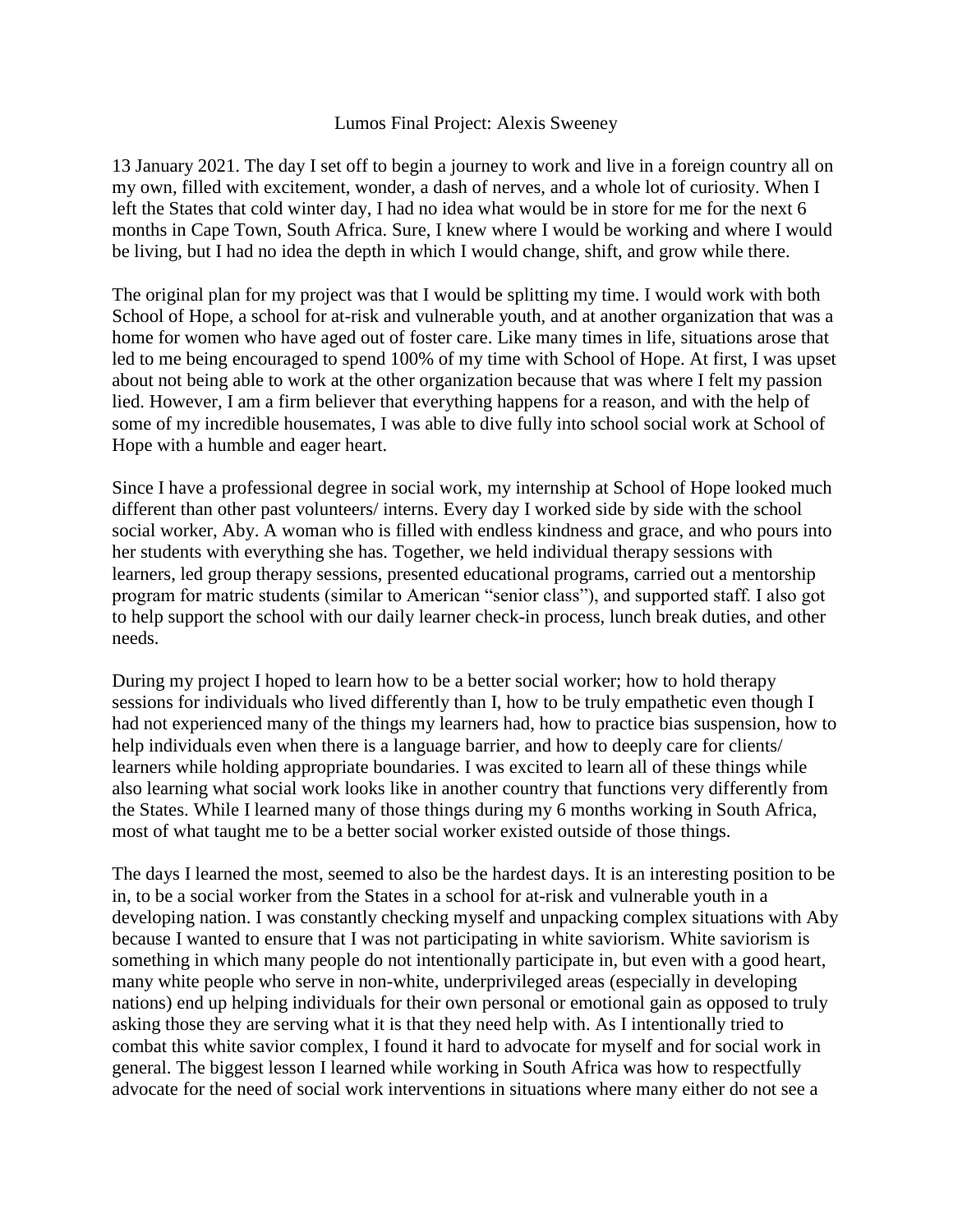# Lumos Final Project: Alexis Sweeney

13 January 2021. The day I set off to begin a journey to work and live in a foreign country all on my own, filled with excitement, wonder, a dash of nerves, and a whole lot of curiosity. When I left the States that cold winter day, I had no idea what would be in store for me for the next 6 months in Cape Town, South Africa. Sure, I knew where I would be working and where I would be living, but I had no idea the depth in which I would change, shift, and grow while there.

The original plan for my project was that I would be splitting my time. I would work with both School of Hope, a school for at-risk and vulnerable youth, and at another organization that was a home for women who have aged out of foster care. Like many times in life, situations arose that led to me being encouraged to spend 100% of my time with School of Hope. At first, I was upset about not being able to work at the other organization because that was where I felt my passion lied. However, I am a firm believer that everything happens for a reason, and with the help of some of my incredible housemates, I was able to dive fully into school social work at School of Hope with a humble and eager heart.

Since I have a professional degree in social work, my internship at School of Hope looked much different than other past volunteers/ interns. Every day I worked side by side with the school social worker, Aby. A woman who is filled with endless kindness and grace, and who pours into her students with everything she has. Together, we held individual therapy sessions with learners, led group therapy sessions, presented educational programs, carried out a mentorship program for matric students (similar to American "senior class"), and supported staff. I also got to help support the school with our daily learner check-in process, lunch break duties, and other needs.

During my project I hoped to learn how to be a better social worker; how to hold therapy sessions for individuals who lived differently than I, how to be truly empathetic even though I had not experienced many of the things my learners had, how to practice bias suspension, how to help individuals even when there is a language barrier, and how to deeply care for clients/ learners while holding appropriate boundaries. I was excited to learn all of these things while also learning what social work looks like in another country that functions very differently from the States. While I learned many of those things during my 6 months working in South Africa, most of what taught me to be a better social worker existed outside of those things.

The days I learned the most, seemed to also be the hardest days. It is an interesting position to be in, to be a social worker from the States in a school for at-risk and vulnerable youth in a developing nation. I was constantly checking myself and unpacking complex situations with Aby because I wanted to ensure that I was not participating in white saviorism. White saviorism is something in which many people do not intentionally participate in, but even with a good heart, many white people who serve in non-white, underprivileged areas (especially in developing nations) end up helping individuals for their own personal or emotional gain as opposed to truly asking those they are serving what it is that they need help with. As I intentionally tried to combat this white savior complex, I found it hard to advocate for myself and for social work in general. The biggest lesson I learned while working in South Africa was how to respectfully advocate for the need of social work interventions in situations where many either do not see a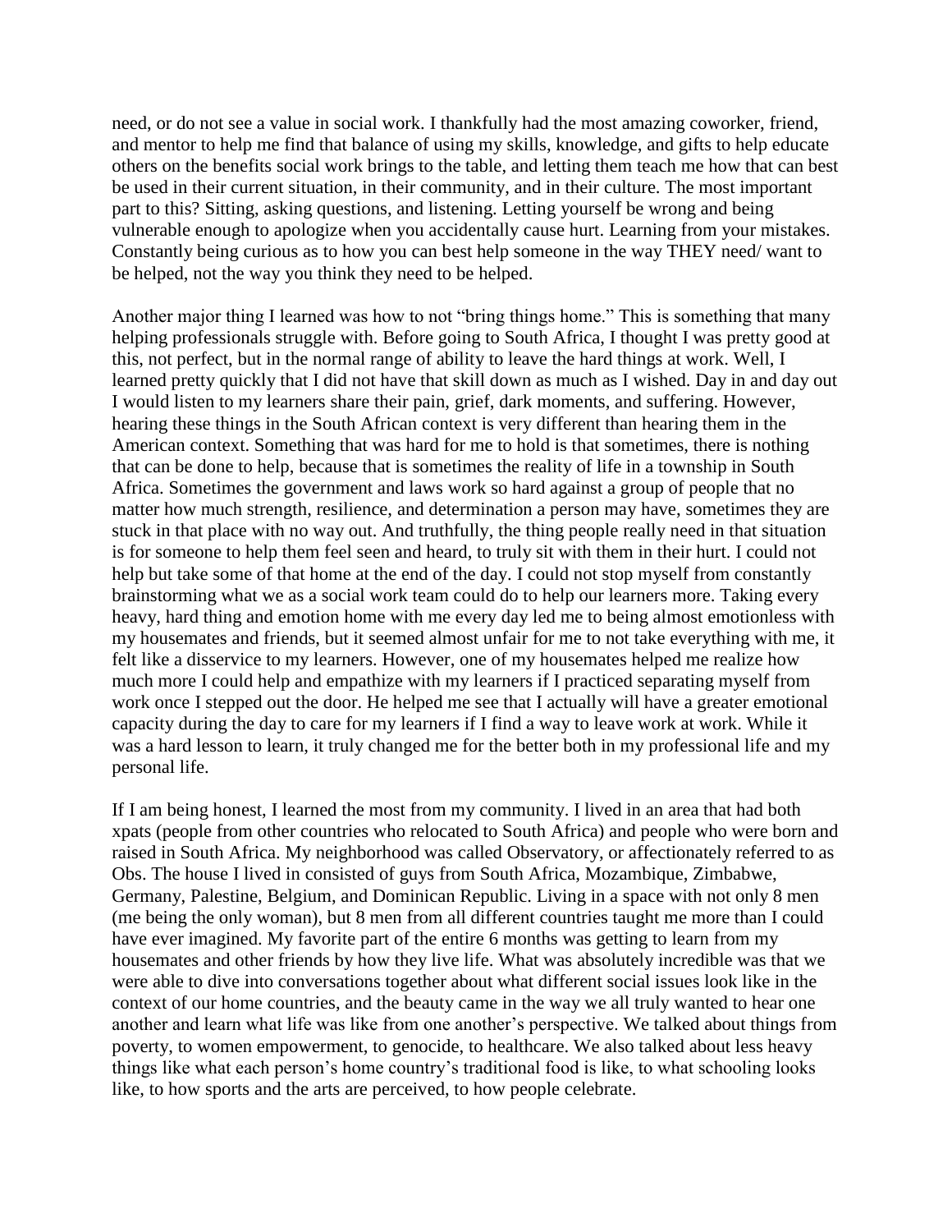need, or do not see a value in social work. I thankfully had the most amazing coworker, friend, and mentor to help me find that balance of using my skills, knowledge, and gifts to help educate others on the benefits social work brings to the table, and letting them teach me how that can best be used in their current situation, in their community, and in their culture. The most important part to this? Sitting, asking questions, and listening. Letting yourself be wrong and being vulnerable enough to apologize when you accidentally cause hurt. Learning from your mistakes. Constantly being curious as to how you can best help someone in the way THEY need/ want to be helped, not the way you think they need to be helped.

Another major thing I learned was how to not "bring things home." This is something that many helping professionals struggle with. Before going to South Africa, I thought I was pretty good at this, not perfect, but in the normal range of ability to leave the hard things at work. Well, I learned pretty quickly that I did not have that skill down as much as I wished. Day in and day out I would listen to my learners share their pain, grief, dark moments, and suffering. However, hearing these things in the South African context is very different than hearing them in the American context. Something that was hard for me to hold is that sometimes, there is nothing that can be done to help, because that is sometimes the reality of life in a township in South Africa. Sometimes the government and laws work so hard against a group of people that no matter how much strength, resilience, and determination a person may have, sometimes they are stuck in that place with no way out. And truthfully, the thing people really need in that situation is for someone to help them feel seen and heard, to truly sit with them in their hurt. I could not help but take some of that home at the end of the day. I could not stop myself from constantly brainstorming what we as a social work team could do to help our learners more. Taking every heavy, hard thing and emotion home with me every day led me to being almost emotionless with my housemates and friends, but it seemed almost unfair for me to not take everything with me, it felt like a disservice to my learners. However, one of my housemates helped me realize how much more I could help and empathize with my learners if I practiced separating myself from work once I stepped out the door. He helped me see that I actually will have a greater emotional capacity during the day to care for my learners if I find a way to leave work at work. While it was a hard lesson to learn, it truly changed me for the better both in my professional life and my personal life.

If I am being honest, I learned the most from my community. I lived in an area that had both xpats (people from other countries who relocated to South Africa) and people who were born and raised in South Africa. My neighborhood was called Observatory, or affectionately referred to as Obs. The house I lived in consisted of guys from South Africa, Mozambique, Zimbabwe, Germany, Palestine, Belgium, and Dominican Republic. Living in a space with not only 8 men (me being the only woman), but 8 men from all different countries taught me more than I could have ever imagined. My favorite part of the entire 6 months was getting to learn from my housemates and other friends by how they live life. What was absolutely incredible was that we were able to dive into conversations together about what different social issues look like in the context of our home countries, and the beauty came in the way we all truly wanted to hear one another and learn what life was like from one another's perspective. We talked about things from poverty, to women empowerment, to genocide, to healthcare. We also talked about less heavy things like what each person's home country's traditional food is like, to what schooling looks like, to how sports and the arts are perceived, to how people celebrate.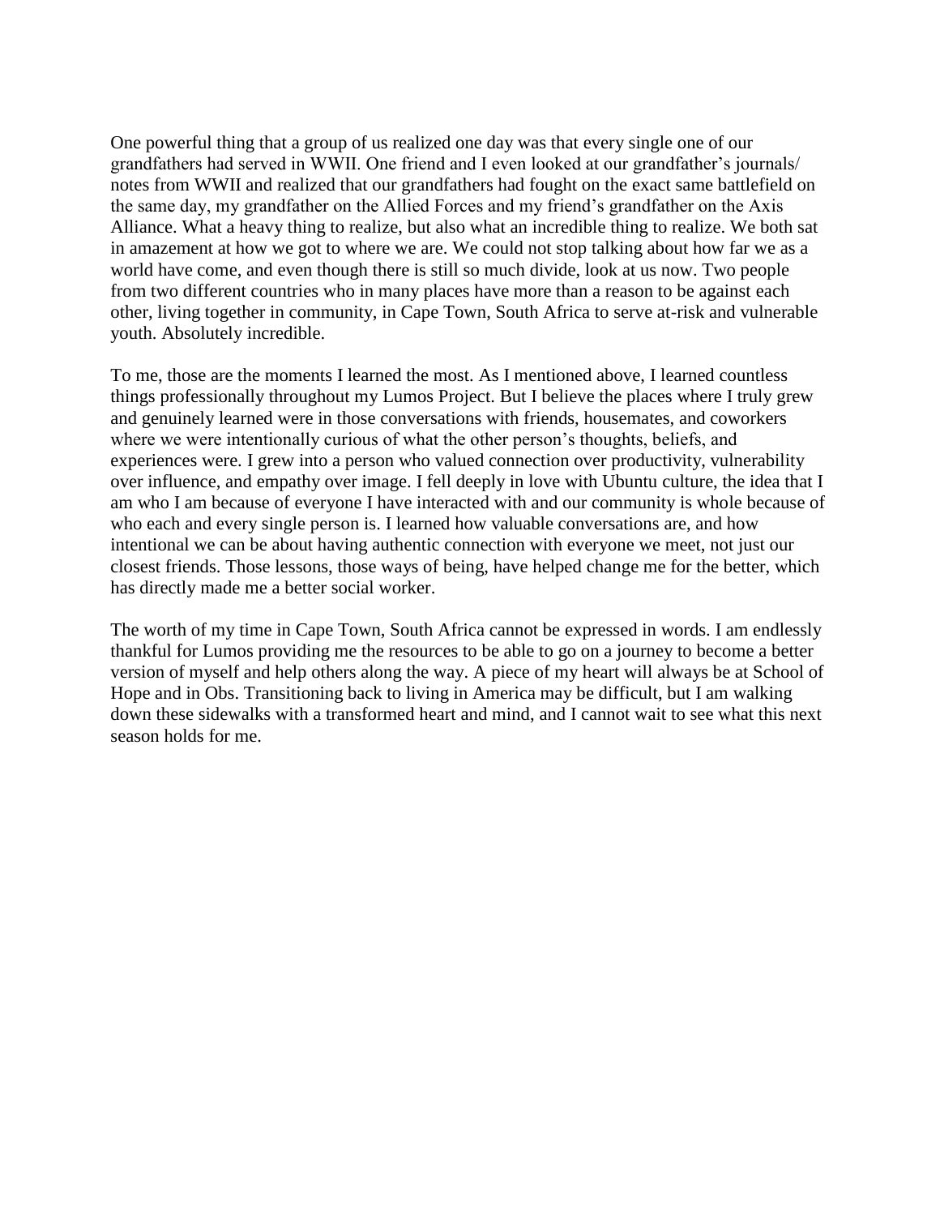One powerful thing that a group of us realized one day was that every single one of our grandfathers had served in WWII. One friend and I even looked at our grandfather's journals/ notes from WWII and realized that our grandfathers had fought on the exact same battlefield on the same day, my grandfather on the Allied Forces and my friend's grandfather on the Axis Alliance. What a heavy thing to realize, but also what an incredible thing to realize. We both sat in amazement at how we got to where we are. We could not stop talking about how far we as a world have come, and even though there is still so much divide, look at us now. Two people from two different countries who in many places have more than a reason to be against each other, living together in community, in Cape Town, South Africa to serve at-risk and vulnerable youth. Absolutely incredible.

To me, those are the moments I learned the most. As I mentioned above, I learned countless things professionally throughout my Lumos Project. But I believe the places where I truly grew and genuinely learned were in those conversations with friends, housemates, and coworkers where we were intentionally curious of what the other person's thoughts, beliefs, and experiences were. I grew into a person who valued connection over productivity, vulnerability over influence, and empathy over image. I fell deeply in love with Ubuntu culture, the idea that I am who I am because of everyone I have interacted with and our community is whole because of who each and every single person is. I learned how valuable conversations are, and how intentional we can be about having authentic connection with everyone we meet, not just our closest friends. Those lessons, those ways of being, have helped change me for the better, which has directly made me a better social worker.

The worth of my time in Cape Town, South Africa cannot be expressed in words. I am endlessly thankful for Lumos providing me the resources to be able to go on a journey to become a better version of myself and help others along the way. A piece of my heart will always be at School of Hope and in Obs. Transitioning back to living in America may be difficult, but I am walking down these sidewalks with a transformed heart and mind, and I cannot wait to see what this next season holds for me.